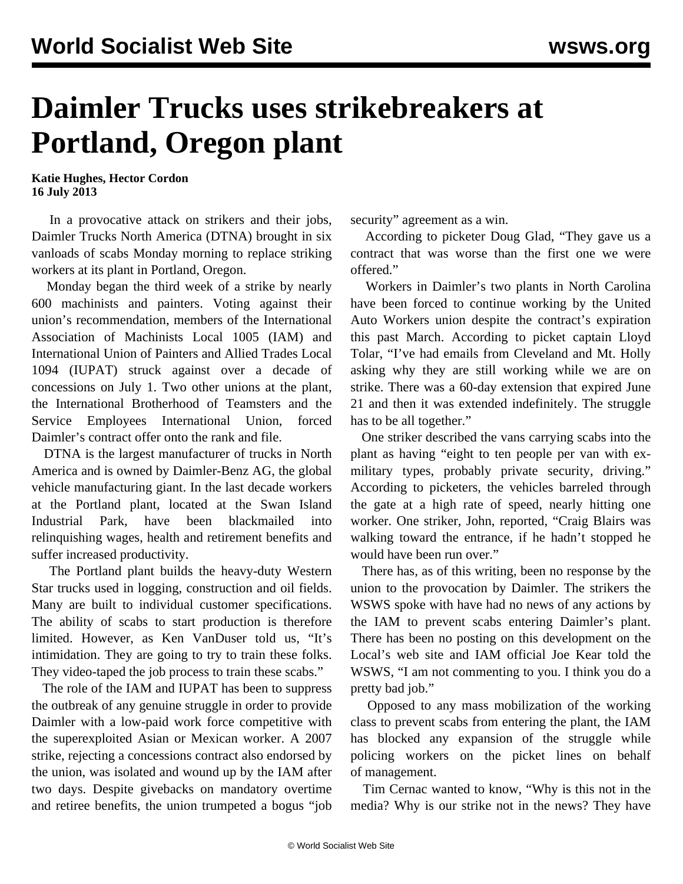# Daimler Trucks uses strikebreakers at Portland, Oregon plant

**Katie Hughes, Hector Cordon**
**16 July 2013**

In a provocative attack on strikers and their jobs, Daimler Trucks North America (DTNA) brought in six vanloads of scabs Monday morning to replace striking workers at its plant in Portland, Oregon.

Monday began the third week of a strike by nearly 600 machinists and painters. Voting against their union's recommendation, members of the International Association of Machinists Local 1005 (IAM) and International Union of Painters and Allied Trades Local 1094 (IUPAT) struck against over a decade of concessions on July 1. Two other unions at the plant, the International Brotherhood of Teamsters and the Service Employees International Union, forced Daimler's contract offer onto the rank and file.

DTNA is the largest manufacturer of trucks in North America and is owned by Daimler-Benz AG, the global vehicle manufacturing giant. In the last decade workers at the Portland plant, located at the Swan Island Industrial Park, have been blackmailed into relinquishing wages, health and retirement benefits and suffer increased productivity.

The Portland plant builds the heavy-duty Western Star trucks used in logging, construction and oil fields. Many are built to individual customer specifications. The ability of scabs to start production is therefore limited. However, as Ken VanDuser told us, "It's intimidation. They are going to try to train these folks. They video-taped the job process to train these scabs."

The role of the IAM and IUPAT has been to suppress the outbreak of any genuine struggle in order to provide Daimler with a low-paid work force competitive with the superexploited Asian or Mexican worker. A 2007 strike, rejecting a concessions contract also endorsed by the union, was isolated and wound up by the IAM after two days. Despite givebacks on mandatory overtime and retiree benefits, the union trumpeted a bogus "job security" agreement as a win.

According to picketer Doug Glad, "They gave us a contract that was worse than the first one we were offered."

Workers in Daimler's two plants in North Carolina have been forced to continue working by the United Auto Workers union despite the contract's expiration this past March. According to picket captain Lloyd Tolar, "I've had emails from Cleveland and Mt. Holly asking why they are still working while we are on strike. There was a 60-day extension that expired June 21 and then it was extended indefinitely. The struggle has to be all together."

One striker described the vans carrying scabs into the plant as having "eight to ten people per van with ex-military types, probably private security, driving." According to picketers, the vehicles barreled through the gate at a high rate of speed, nearly hitting one worker. One striker, John, reported, "Craig Blairs was walking toward the entrance, if he hadn't stopped he would have been run over."

There has, as of this writing, been no response by the union to the provocation by Daimler. The strikers the WSWS spoke with have had no news of any actions by the IAM to prevent scabs entering Daimler's plant. There has been no posting on this development on the Local's web site and IAM official Joe Kear told the WSWS, "I am not commenting to you. I think you do a pretty bad job."

Opposed to any mass mobilization of the working class to prevent scabs from entering the plant, the IAM has blocked any expansion of the struggle while policing workers on the picket lines on behalf of management.

Tim Cernac wanted to know, "Why is this not in the media? Why is our strike not in the news? They have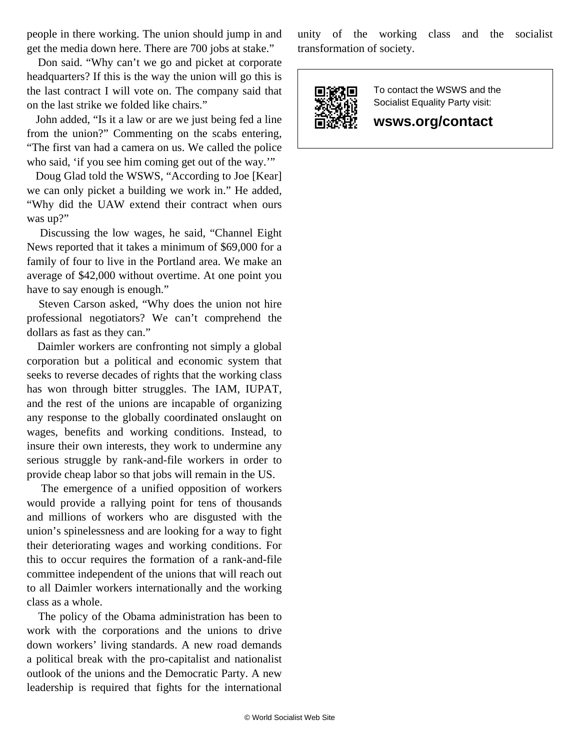people in there working. The union should jump in and get the media down here. There are 700 jobs at stake."

Don said. "Why can't we go and picket at corporate headquarters? If this is the way the union will go this is the last contract I will vote on. The company said that on the last strike we folded like chairs."

John added, "Is it a law or are we just being fed a line from the union?" Commenting on the scabs entering, "The first van had a camera on us. We called the police who said, 'if you see him coming get out of the way.'"

Doug Glad told the WSWS, "According to Joe [Kear] we can only picket a building we work in." He added, "Why did the UAW extend their contract when ours was up?"

Discussing the low wages, he said, "Channel Eight News reported that it takes a minimum of $69,000 for a family of four to live in the Portland area. We make an average of $42,000 without overtime. At one point you have to say enough is enough."

Steven Carson asked, "Why does the union not hire professional negotiators? We can't comprehend the dollars as fast as they can."

Daimler workers are confronting not simply a global corporation but a political and economic system that seeks to reverse decades of rights that the working class has won through bitter struggles. The IAM, IUPAT, and the rest of the unions are incapable of organizing any response to the globally coordinated onslaught on wages, benefits and working conditions. Instead, to insure their own interests, they work to undermine any serious struggle by rank-and-file workers in order to provide cheap labor so that jobs will remain in the US.

The emergence of a unified opposition of workers would provide a rallying point for tens of thousands and millions of workers who are disgusted with the union's spinelessness and are looking for a way to fight their deteriorating wages and working conditions. For this to occur requires the formation of a rank-and-file committee independent of the unions that will reach out to all Daimler workers internationally and the working class as a whole.

The policy of the Obama administration has been to work with the corporations and the unions to drive down workers' living standards. A new road demands a political break with the pro-capitalist and nationalist outlook of the unions and the Democratic Party. A new leadership is required that fights for the international unity of the working class and the socialist transformation of society.

To contact the WSWS and the Socialist Equality Party visit:

**wsws.org/contact**